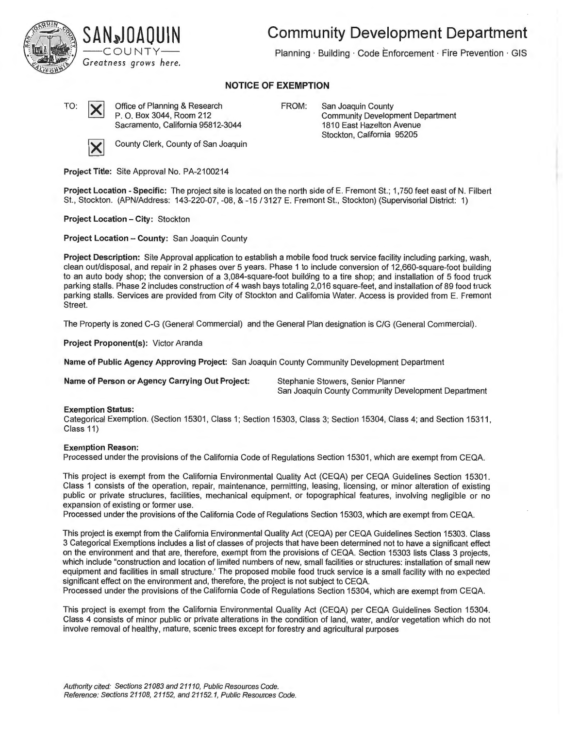SAN JOAQUIN
—COUNTY—
*Greatness grows here.*

# Community Development Department

Planning · Building · Code Enforcement · Fire Prevention · GIS

## NOTICE OF EXEMPTION

TO:

- [X] Office of Planning & Research
  P. O. Box 3044, Room 212
  Sacramento, California 95812-3044
- [X] County Clerk, County of San Joaquin

FROM: San Joaquin County
Community Development Department
1810 East Hazelton Avenue
Stockton, California 95205

**Project Title:** Site Approval No. PA-2100214

**Project Location - Specific:** The project site is located on the north side of E. Fremont St.; 1,750 feet east of N. Filbert St., Stockton. (APN/Address: 143-220-07, -08, & -15 / 3127 E. Fremont St., Stockton) (Supervisorial District: 1)

**Project Location – City:** Stockton

**Project Location – County:** San Joaquin County

**Project Description:** Site Approval application to establish a mobile food truck service facility including parking, wash, clean out/disposal, and repair in 2 phases over 5 years. Phase 1 to include conversion of 12,660-square-foot building to an auto body shop; the conversion of a 3,084-square-foot building to a tire shop; and installation of 5 food truck parking stalls. Phase 2 includes construction of 4 wash bays totaling 2,016 square-feet, and installation of 89 food truck parking stalls. Services are provided from City of Stockton and California Water. Access is provided from E. Fremont Street.

The Property is zoned C-G (General Commercial) and the General Plan designation is C/G (General Commercial).

**Project Proponent(s):** Victor Aranda

**Name of Public Agency Approving Project:** San Joaquin County Community Development Department

**Name of Person or Agency Carrying Out Project:** Stephanie Stowers, Senior Planner
San Joaquin County Community Development Department

**Exemption Status:**
Categorical Exemption. (Section 15301, Class 1; Section 15303, Class 3; Section 15304, Class 4; and Section 15311, Class 11)

**Exemption Reason:**
Processed under the provisions of the California Code of Regulations Section 15301, which are exempt from CEQA.

This project is exempt from the California Environmental Quality Act (CEQA) per CEQA Guidelines Section 15301. Class 1 consists of the operation, repair, maintenance, permitting, leasing, licensing, or minor alteration of existing public or private structures, facilities, mechanical equipment, or topographical features, involving negligible or no expansion of existing or former use.
Processed under the provisions of the California Code of Regulations Section 15303, which are exempt from CEQA.

This project is exempt from the California Environmental Quality Act (CEQA) per CEQA Guidelines Section 15303. Class 3 Categorical Exemptions includes a list of classes of projects that have been determined not to have a significant effect on the environment and that are, therefore, exempt from the provisions of CEQA. Section 15303 lists Class 3 projects, which include "construction and location of limited numbers of new, small facilities or structures: installation of small new equipment and facilities in small structure.' The proposed mobile food truck service is a small facility with no expected significant effect on the environment and, therefore, the project is not subject to CEQA.
Processed under the provisions of the California Code of Regulations Section 15304, which are exempt from CEQA.

This project is exempt from the California Environmental Quality Act (CEQA) per CEQA Guidelines Section 15304. Class 4 consists of minor public or private alterations in the condition of land, water, and/or vegetation which do not involve removal of healthy, mature, scenic trees except for forestry and agricultural purposes

*Authority cited: Sections 21083 and 21110, Public Resources Code.*
*Reference: Sections 21108, 21152, and 21152.1, Public Resources Code.*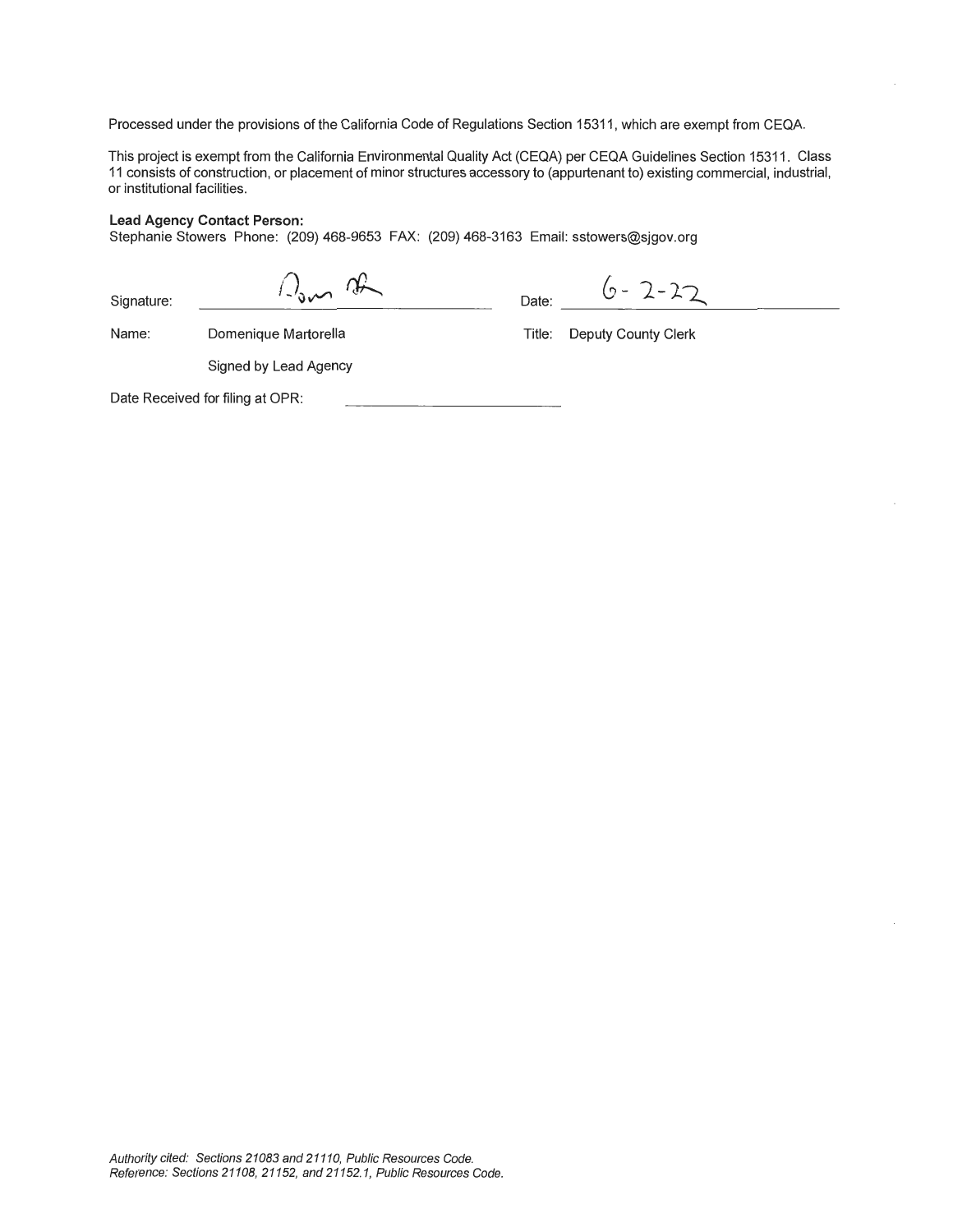Processed under the provisions of the California Code of Regulations Section 15311, which are exempt from CEQA.

This project is exempt from the California Environmental Quality Act (CEQA) per CEQA Guidelines Section 15311. Class 11 consists of construction, or placement of minor structures accessory to (appurtenant to) existing commercial, industrial, or institutional facilities.

**Lead Agency Contact Person:**
Stephanie Stowers Phone: (209) 468-9653 FAX: (209) 468-3163 Email: sstowers@sjgov.org

Signature: _______________ Date: 6-2-22

Name: Domenique Martorella Title: Deputy County Clerk

Signed by Lead Agency

Date Received for filing at OPR: _______________

*Authority cited: Sections 21083 and 21110, Public Resources Code.*
*Reference: Sections 21108, 21152, and 21152.1, Public Resources Code.*